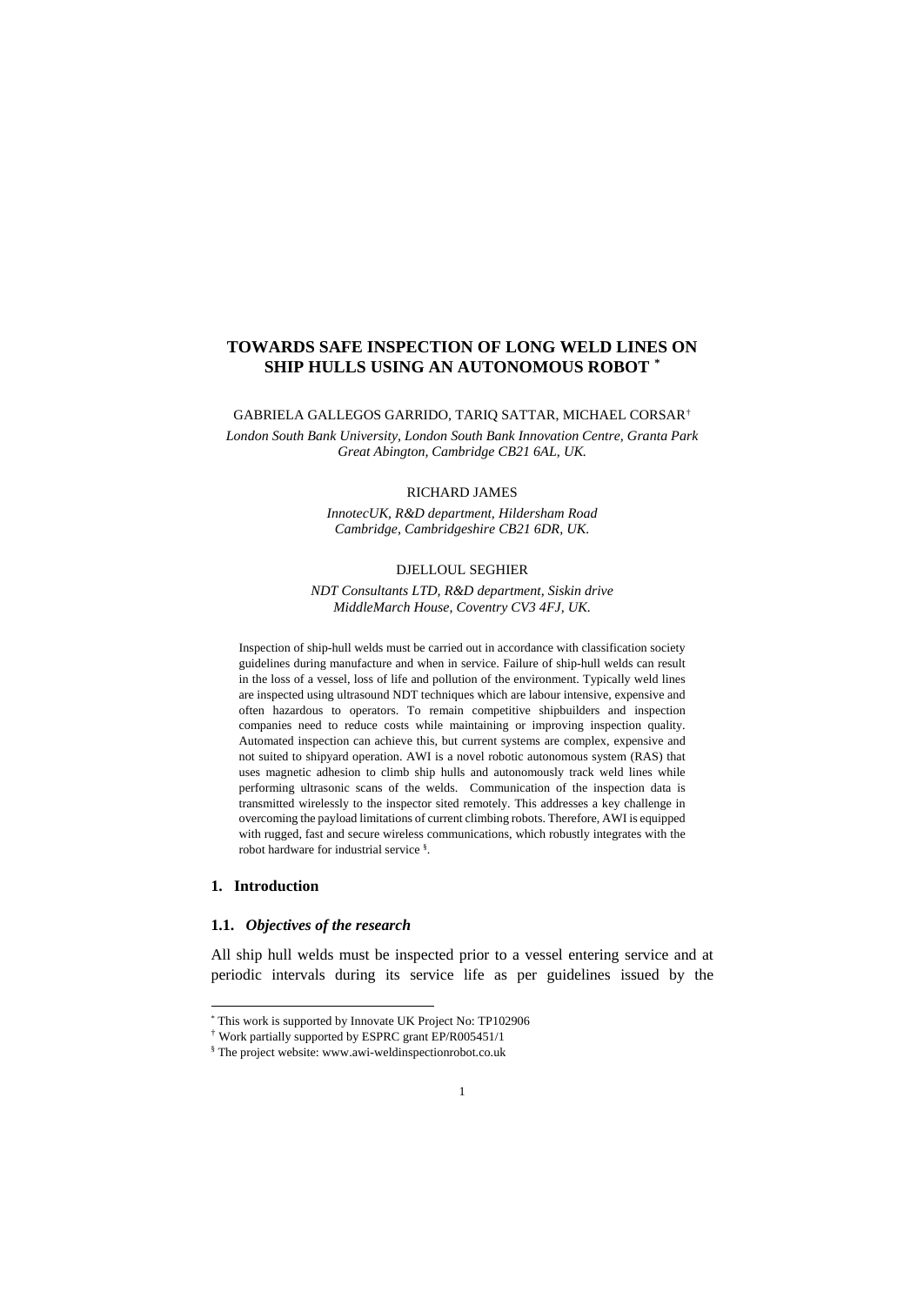# TOWARDS SAFE INSPECTION OF LONG WELD LINES ON SHIP HULLS USING AN AUTONOMOUS ROBOT [*]

GABRIELA GALLEGOS GARRIDO, TARIQ SATTAR, MICHAEL CORSAR[†]

*London South Bank University, London South Bank Innovation Centre, Granta Park Great Abington, Cambridge CB21 6AL, UK.*

RICHARD JAMES

*InnotecUK, R&D department, Hildersham Road Cambridge, Cambridgeshire CB21 6DR, UK.*

DJELLOUL SEGHIER

*NDT Consultants LTD, R&D department, Siskin drive MiddleMarch House, Coventry CV3 4FJ, UK.*

Inspection of ship-hull welds must be carried out in accordance with classification society guidelines during manufacture and when in service. Failure of ship-hull welds can result in the loss of a vessel, loss of life and pollution of the environment. Typically weld lines are inspected using ultrasound NDT techniques which are labour intensive, expensive and often hazardous to operators. To remain competitive shipbuilders and inspection companies need to reduce costs while maintaining or improving inspection quality. Automated inspection can achieve this, but current systems are complex, expensive and not suited to shipyard operation. AWI is a novel robotic autonomous system (RAS) that uses magnetic adhesion to climb ship hulls and autonomously track weld lines while performing ultrasonic scans of the welds. Communication of the inspection data is transmitted wirelessly to the inspector sited remotely. This addresses a key challenge in overcoming the payload limitations of current climbing robots. Therefore, AWI is equipped with rugged, fast and secure wireless communications, which robustly integrates with the robot hardware for industrial service [§].

## 1. Introduction

### 1.1. *Objectives of the research*

All ship hull welds must be inspected prior to a vessel entering service and at periodic intervals during its service life as per guidelines issued by the

---

[*] This work is supported by Innovate UK Project No: TP102906

[†] Work partially supported by ESPRC grant EP/R005451/1

[§] The project website: www.awi-weldinspectionrobot.co.uk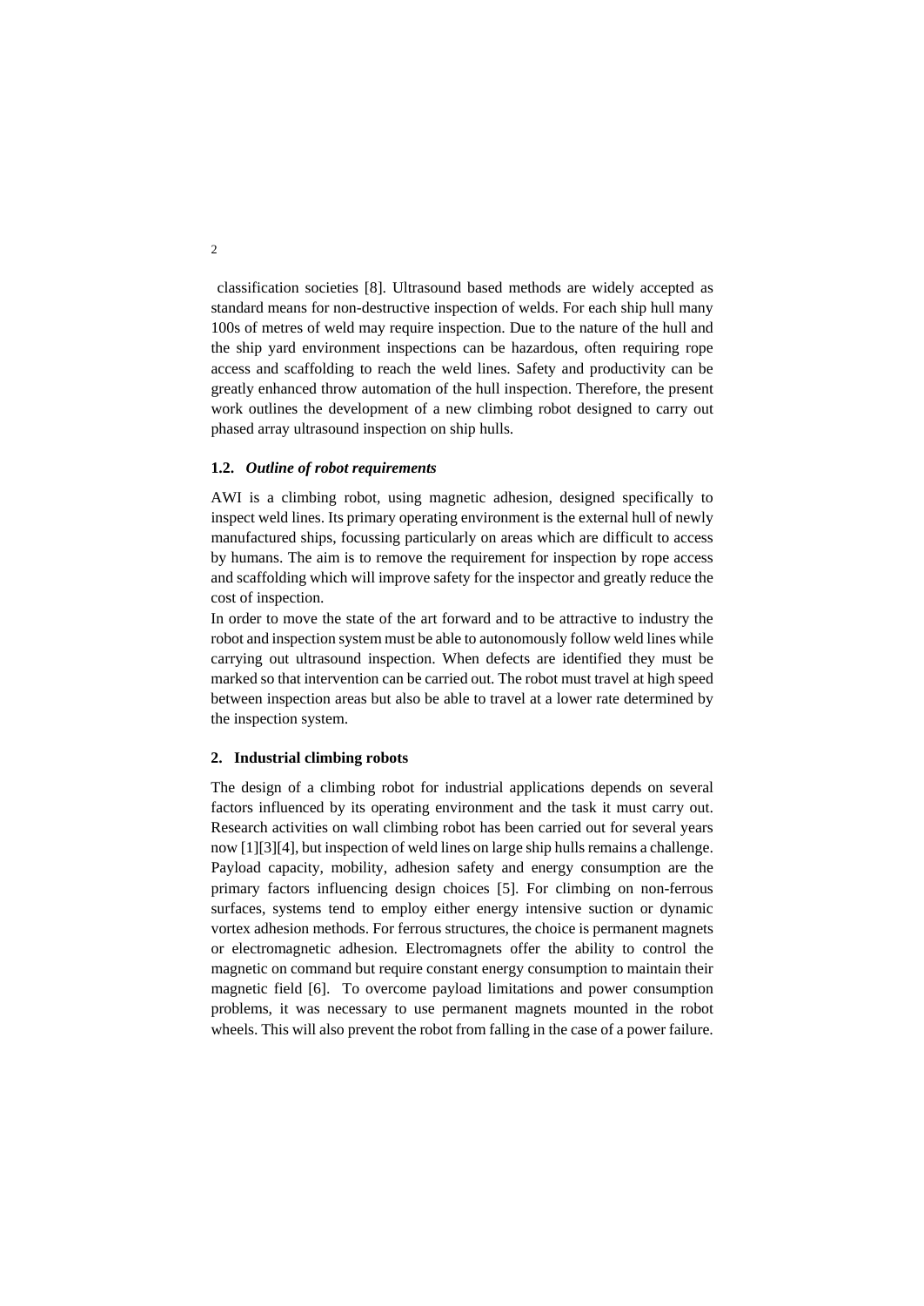classification societies [8]. Ultrasound based methods are widely accepted as standard means for non-destructive inspection of welds. For each ship hull many 100s of metres of weld may require inspection. Due to the nature of the hull and the ship yard environment inspections can be hazardous, often requiring rope access and scaffolding to reach the weld lines. Safety and productivity can be greatly enhanced throw automation of the hull inspection. Therefore, the present work outlines the development of a new climbing robot designed to carry out phased array ultrasound inspection on ship hulls.

### 1.2. *Outline of robot requirements*

AWI is a climbing robot, using magnetic adhesion, designed specifically to inspect weld lines. Its primary operating environment is the external hull of newly manufactured ships, focussing particularly on areas which are difficult to access by humans. The aim is to remove the requirement for inspection by rope access and scaffolding which will improve safety for the inspector and greatly reduce the cost of inspection.

In order to move the state of the art forward and to be attractive to industry the robot and inspection system must be able to autonomously follow weld lines while carrying out ultrasound inspection. When defects are identified they must be marked so that intervention can be carried out. The robot must travel at high speed between inspection areas but also be able to travel at a lower rate determined by the inspection system.

## 2. Industrial climbing robots

The design of a climbing robot for industrial applications depends on several factors influenced by its operating environment and the task it must carry out. Research activities on wall climbing robot has been carried out for several years now [1][3][4], but inspection of weld lines on large ship hulls remains a challenge. Payload capacity, mobility, adhesion safety and energy consumption are the primary factors influencing design choices [5]. For climbing on non-ferrous surfaces, systems tend to employ either energy intensive suction or dynamic vortex adhesion methods. For ferrous structures, the choice is permanent magnets or electromagnetic adhesion. Electromagnets offer the ability to control the magnetic on command but require constant energy consumption to maintain their magnetic field [6]. To overcome payload limitations and power consumption problems, it was necessary to use permanent magnets mounted in the robot wheels. This will also prevent the robot from falling in the case of a power failure.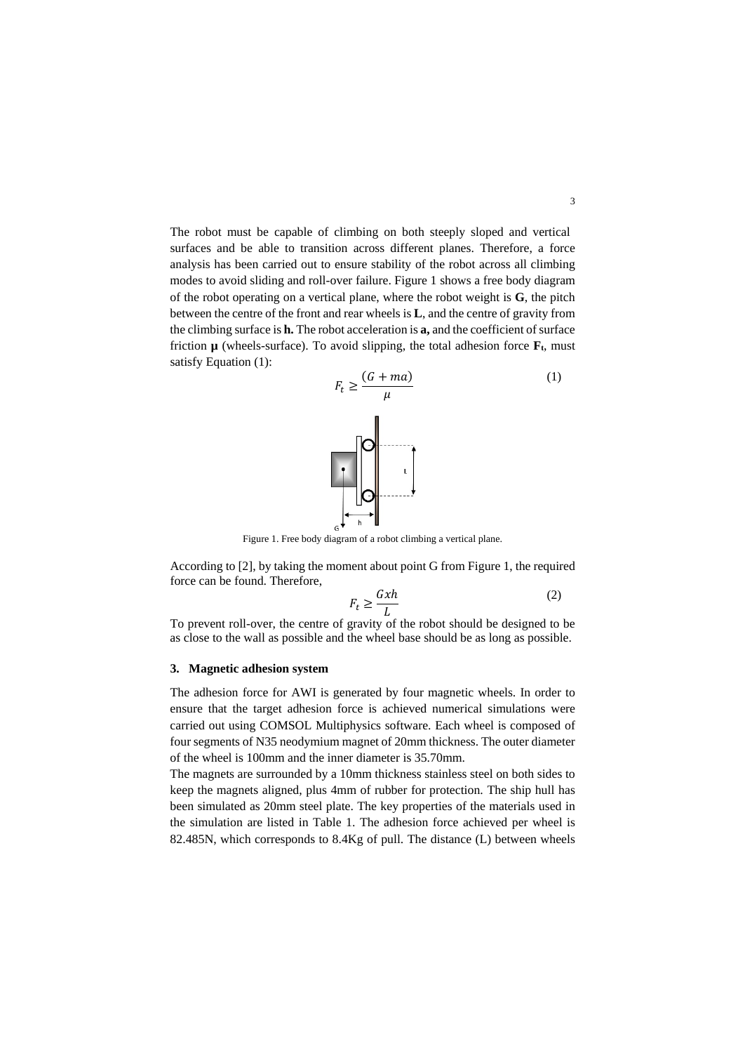The robot must be capable of climbing on both steeply sloped and vertical surfaces and be able to transition across different planes. Therefore, a force analysis has been carried out to ensure stability of the robot across all climbing modes to avoid sliding and roll-over failure. Figure 1 shows a free body diagram of the robot operating on a vertical plane, where the robot weight is **G**, the pitch between the centre of the front and rear wheels is **L**, and the centre of gravity from the climbing surface is **h.** The robot acceleration is **a,** and the coefficient of surface friction **μ** (wheels-surface). To avoid slipping, the total adhesion force $\mathbf{F_t}$, must satisfy Equation (1):

$$F_t \geq \frac{(G + ma)}{\mu} \tag{1}$$

Figure 1. Free body diagram of a robot climbing a vertical plane.

According to [2], by taking the moment about point G from Figure 1, the required force can be found. Therefore,

$$F_t \geq \frac{Gxh}{L} \tag{2}$$

To prevent roll-over, the centre of gravity of the robot should be designed to be as close to the wall as possible and the wheel base should be as long as possible.

## 3. Magnetic adhesion system

The adhesion force for AWI is generated by four magnetic wheels. In order to ensure that the target adhesion force is achieved numerical simulations were carried out using COMSOL Multiphysics software. Each wheel is composed of four segments of N35 neodymium magnet of 20mm thickness. The outer diameter of the wheel is 100mm and the inner diameter is 35.70mm.

The magnets are surrounded by a 10mm thickness stainless steel on both sides to keep the magnets aligned, plus 4mm of rubber for protection. The ship hull has been simulated as 20mm steel plate. The key properties of the materials used in the simulation are listed in Table 1. The adhesion force achieved per wheel is 82.485N, which corresponds to 8.4Kg of pull. The distance (L) between wheels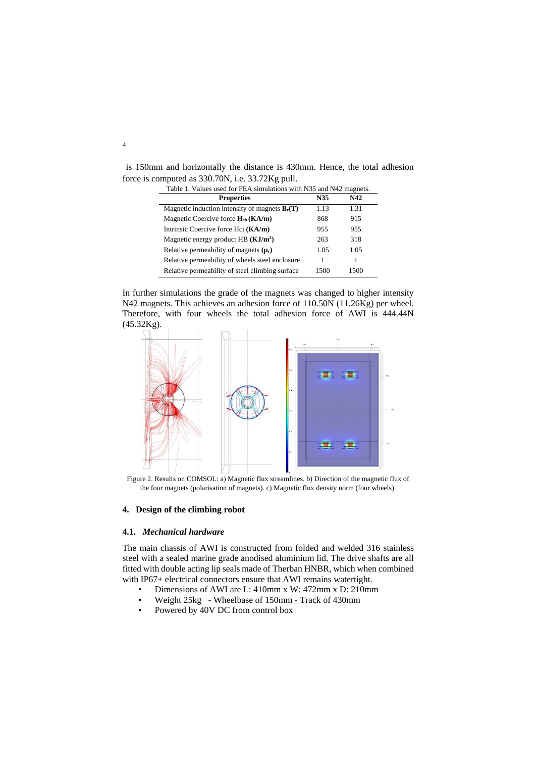is 150mm and horizontally the distance is 430mm. Hence, the total adhesion force is computed as 330.70N, i.e. 33.72Kg pull.

Table 1. Values used for FEA simulations with N35 and N42 magnets.

| Properties | N35 | N42 |
|---|---|---|
| Magnetic induction intensity of magnets $\mathbf{B_r(T)}$ | 1.13 | 1.31 |
| Magnetic Coercive force $\mathbf{H_{cb}}$ **(KA/m)** | 868 | 915 |
| Intrinsic Coercive force Hci **(KA/m)** | 955 | 955 |
| Magnetic energy product HB $\mathbf{(KJ/m^3)}$ | 263 | 318 |
| Relative permeability of magnets $\mathbf{(\mu_r)}$ | 1.05 | 1.05 |
| Relative permeability of wheels steel enclosure | 1 | 1 |
| Relative permeability of steel climbing surface | 1500 | 1500 |

In further simulations the grade of the magnets was changed to higher intensity N42 magnets. This achieves an adhesion force of 110.50N (11.26Kg) per wheel. Therefore, with four wheels the total adhesion force of AWI is 444.44N (45.32Kg).

Figure 2. Results on COMSOL: a) Magnetic flux streamlines. b) Direction of the magnetic flux of the four magnets (polarisation of magnets). c) Magnetic flux density norm (four wheels).

## 4. Design of the climbing robot

### 4.1. *Mechanical hardware*

The main chassis of AWI is constructed from folded and welded 316 stainless steel with a sealed marine grade anodised aluminium lid. The drive shafts are all fitted with double acting lip seals made of Therban HNBR, which when combined with IP67+ electrical connectors ensure that AWI remains watertight.

- Dimensions of AWI are L: 410mm x W: 472mm x D: 210mm
- Weight 25kg - Wheelbase of 150mm - Track of 430mm
- Powered by 40V DC from control box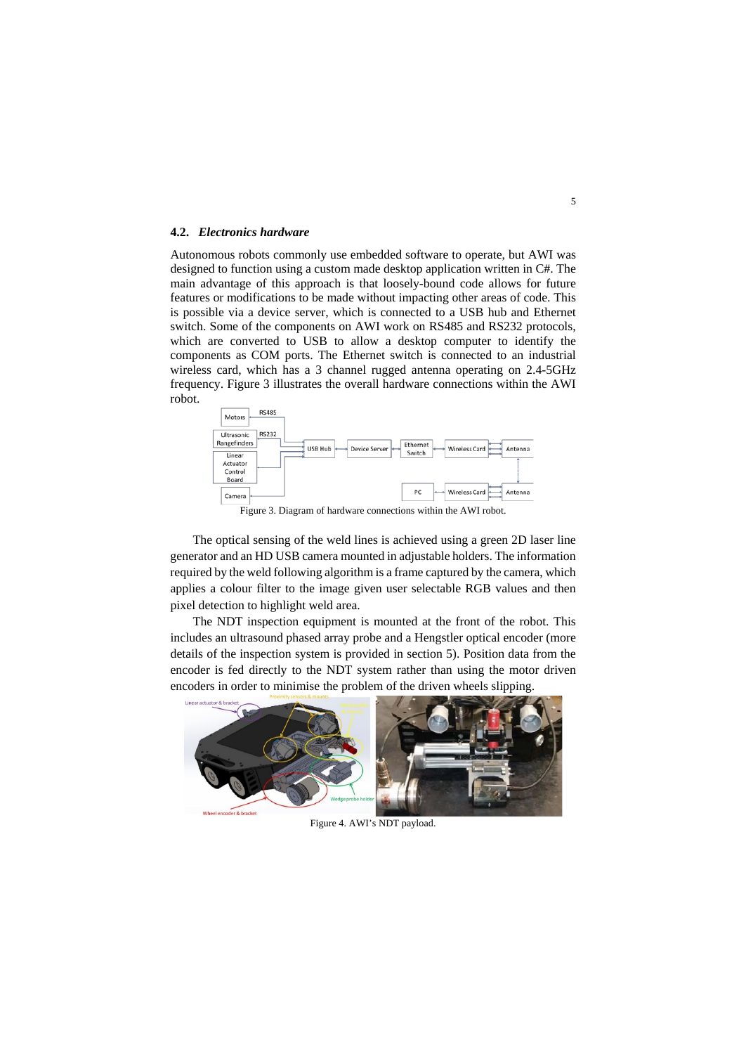### 4.2. *Electronics hardware*

Autonomous robots commonly use embedded software to operate, but AWI was designed to function using a custom made desktop application written in C#. The main advantage of this approach is that loosely-bound code allows for future features or modifications to be made without impacting other areas of code. This is possible via a device server, which is connected to a USB hub and Ethernet switch. Some of the components on AWI work on RS485 and RS232 protocols, which are converted to USB to allow a desktop computer to identify the components as COM ports. The Ethernet switch is connected to an industrial wireless card, which has a 3 channel rugged antenna operating on 2.4-5GHz frequency. Figure 3 illustrates the overall hardware connections within the AWI robot.

Figure 3. Diagram of hardware connections within the AWI robot.

The optical sensing of the weld lines is achieved using a green 2D laser line generator and an HD USB camera mounted in adjustable holders. The information required by the weld following algorithm is a frame captured by the camera, which applies a colour filter to the image given user selectable RGB values and then pixel detection to highlight weld area.

The NDT inspection equipment is mounted at the front of the robot. This includes an ultrasound phased array probe and a Hengstler optical encoder (more details of the inspection system is provided in section 5). Position data from the encoder is fed directly to the NDT system rather than using the motor driven encoders in order to minimise the problem of the driven wheels slipping.

Figure 4. AWI's NDT payload.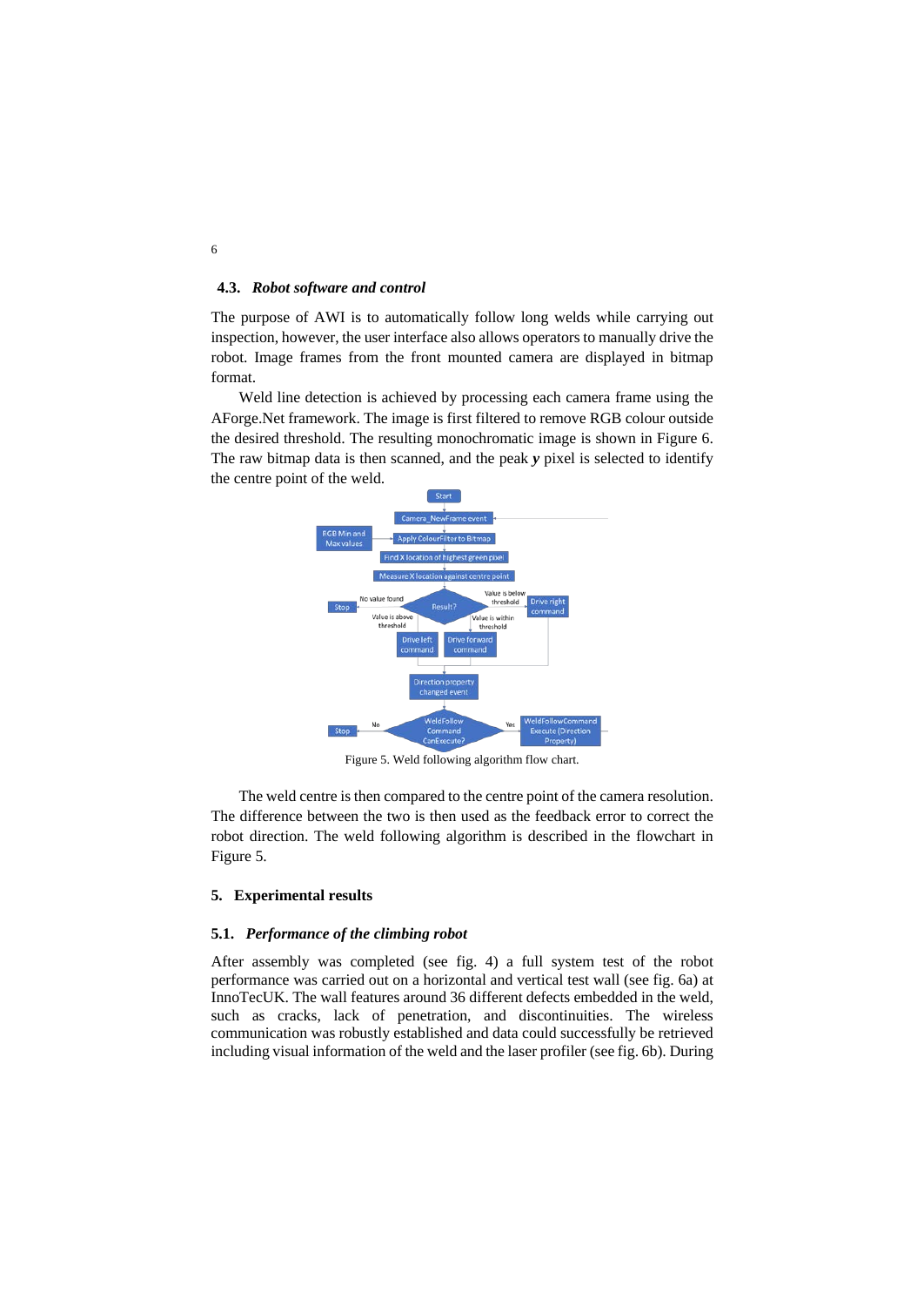### 4.3. *Robot software and control*

The purpose of AWI is to automatically follow long welds while carrying out inspection, however, the user interface also allows operators to manually drive the robot. Image frames from the front mounted camera are displayed in bitmap format.

Weld line detection is achieved by processing each camera frame using the AForge.Net framework. The image is first filtered to remove RGB colour outside the desired threshold. The resulting monochromatic image is shown in Figure 6. The raw bitmap data is then scanned, and the peak ***y*** pixel is selected to identify the centre point of the weld.

Figure 5. Weld following algorithm flow chart.

The weld centre is then compared to the centre point of the camera resolution. The difference between the two is then used as the feedback error to correct the robot direction. The weld following algorithm is described in the flowchart in Figure 5.

## 5. Experimental results

### 5.1. *Performance of the climbing robot*

After assembly was completed (see fig. 4) a full system test of the robot performance was carried out on a horizontal and vertical test wall (see fig. 6a) at InnoTecUK. The wall features around 36 different defects embedded in the weld, such as cracks, lack of penetration, and discontinuities. The wireless communication was robustly established and data could successfully be retrieved including visual information of the weld and the laser profiler (see fig. 6b). During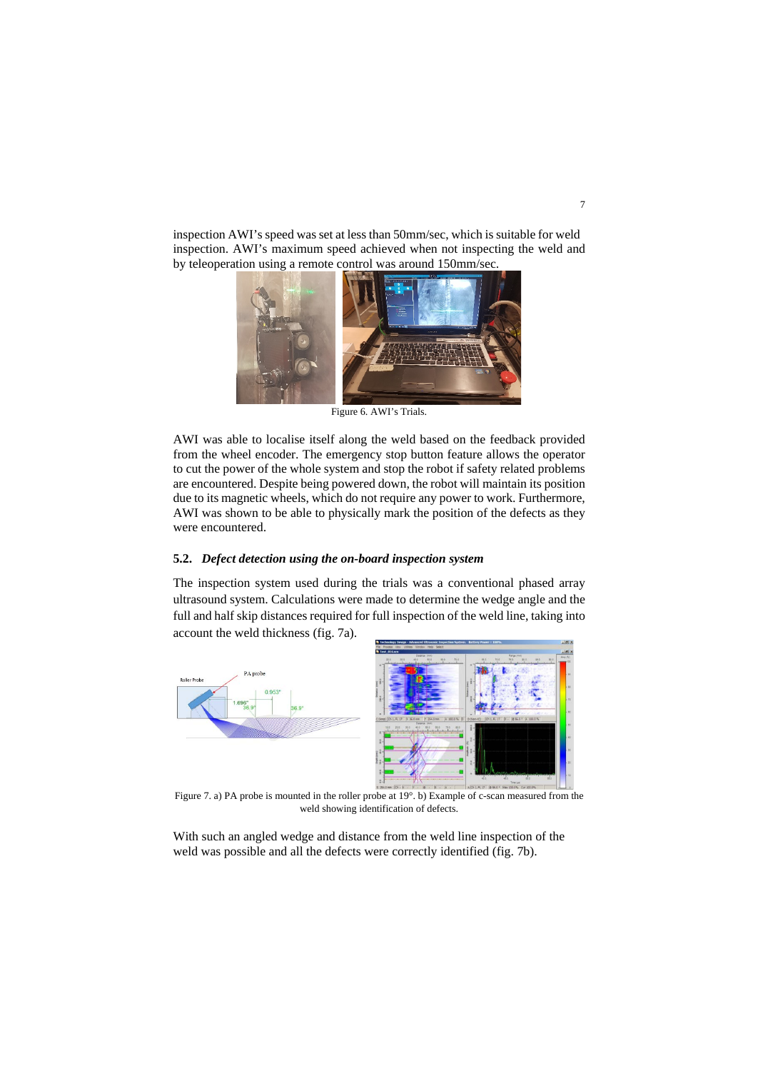inspection AWI's speed was set at less than 50mm/sec, which is suitable for weld inspection. AWI's maximum speed achieved when not inspecting the weld and by teleoperation using a remote control was around 150mm/sec.

Figure 6. AWI's Trials.

AWI was able to localise itself along the weld based on the feedback provided from the wheel encoder. The emergency stop button feature allows the operator to cut the power of the whole system and stop the robot if safety related problems are encountered. Despite being powered down, the robot will maintain its position due to its magnetic wheels, which do not require any power to work. Furthermore, AWI was shown to be able to physically mark the position of the defects as they were encountered.

### 5.2. *Defect detection using the on-board inspection system*

The inspection system used during the trials was a conventional phased array ultrasound system. Calculations were made to determine the wedge angle and the full and half skip distances required for full inspection of the weld line, taking into account the weld thickness (fig. 7a).

Figure 7. a) PA probe is mounted in the roller probe at 19°. b) Example of c-scan measured from the weld showing identification of defects.

With such an angled wedge and distance from the weld line inspection of the weld was possible and all the defects were correctly identified (fig. 7b).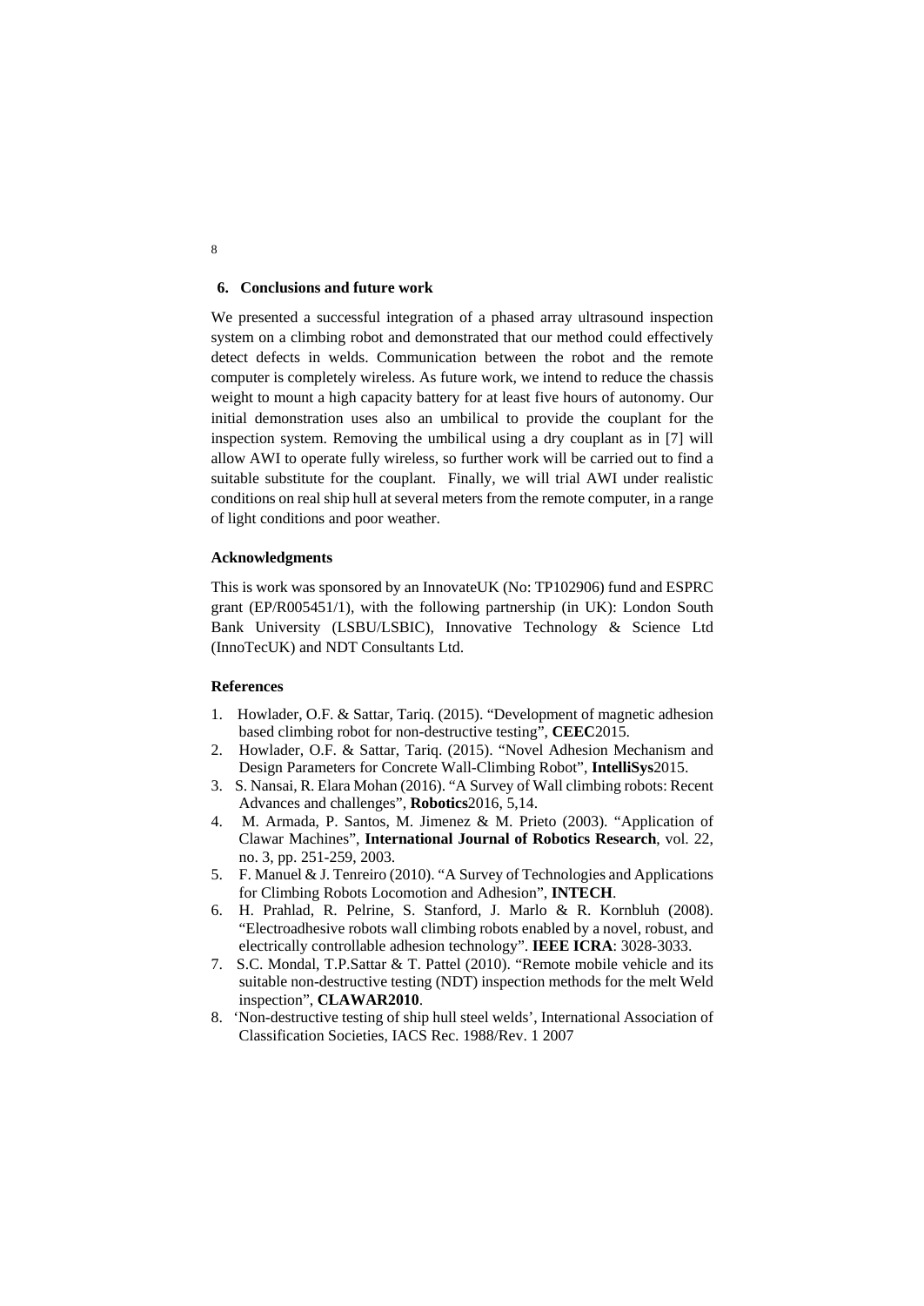## 6. Conclusions and future work

We presented a successful integration of a phased array ultrasound inspection system on a climbing robot and demonstrated that our method could effectively detect defects in welds. Communication between the robot and the remote computer is completely wireless. As future work, we intend to reduce the chassis weight to mount a high capacity battery for at least five hours of autonomy. Our initial demonstration uses also an umbilical to provide the couplant for the inspection system. Removing the umbilical using a dry couplant as in [7] will allow AWI to operate fully wireless, so further work will be carried out to find a suitable substitute for the couplant. Finally, we will trial AWI under realistic conditions on real ship hull at several meters from the remote computer, in a range of light conditions and poor weather.

### Acknowledgments

This is work was sponsored by an InnovateUK (No: TP102906) fund and ESPRC grant (EP/R005451/1), with the following partnership (in UK): London South Bank University (LSBU/LSBIC), Innovative Technology & Science Ltd (InnoTecUK) and NDT Consultants Ltd.

### References

1. Howlader, O.F. & Sattar, Tariq. (2015). "Development of magnetic adhesion based climbing robot for non-destructive testing", **CEEC**2015.
2. Howlader, O.F. & Sattar, Tariq. (2015). "Novel Adhesion Mechanism and Design Parameters for Concrete Wall-Climbing Robot", **IntelliSys**2015.
3. S. Nansai, R. Elara Mohan (2016). "A Survey of Wall climbing robots: Recent Advances and challenges", **Robotics**2016, 5,14.
4. M. Armada, P. Santos, M. Jimenez & M. Prieto (2003). "Application of Clawar Machines", **International Journal of Robotics Research**, vol. 22, no. 3, pp. 251-259, 2003.
5. F. Manuel & J. Tenreiro (2010). "A Survey of Technologies and Applications for Climbing Robots Locomotion and Adhesion", **INTECH**.
6. H. Prahlad, R. Pelrine, S. Stanford, J. Marlo & R. Kornbluh (2008). "Electroadhesive robots wall climbing robots enabled by a novel, robust, and electrically controllable adhesion technology". **IEEE ICRA**: 3028-3033.
7. S.C. Mondal, T.P.Sattar & T. Pattel (2010). "Remote mobile vehicle and its suitable non-destructive testing (NDT) inspection methods for the melt Weld inspection", **CLAWAR2010**.
8. 'Non-destructive testing of ship hull steel welds', International Association of Classification Societies, IACS Rec. 1988/Rev. 1 2007